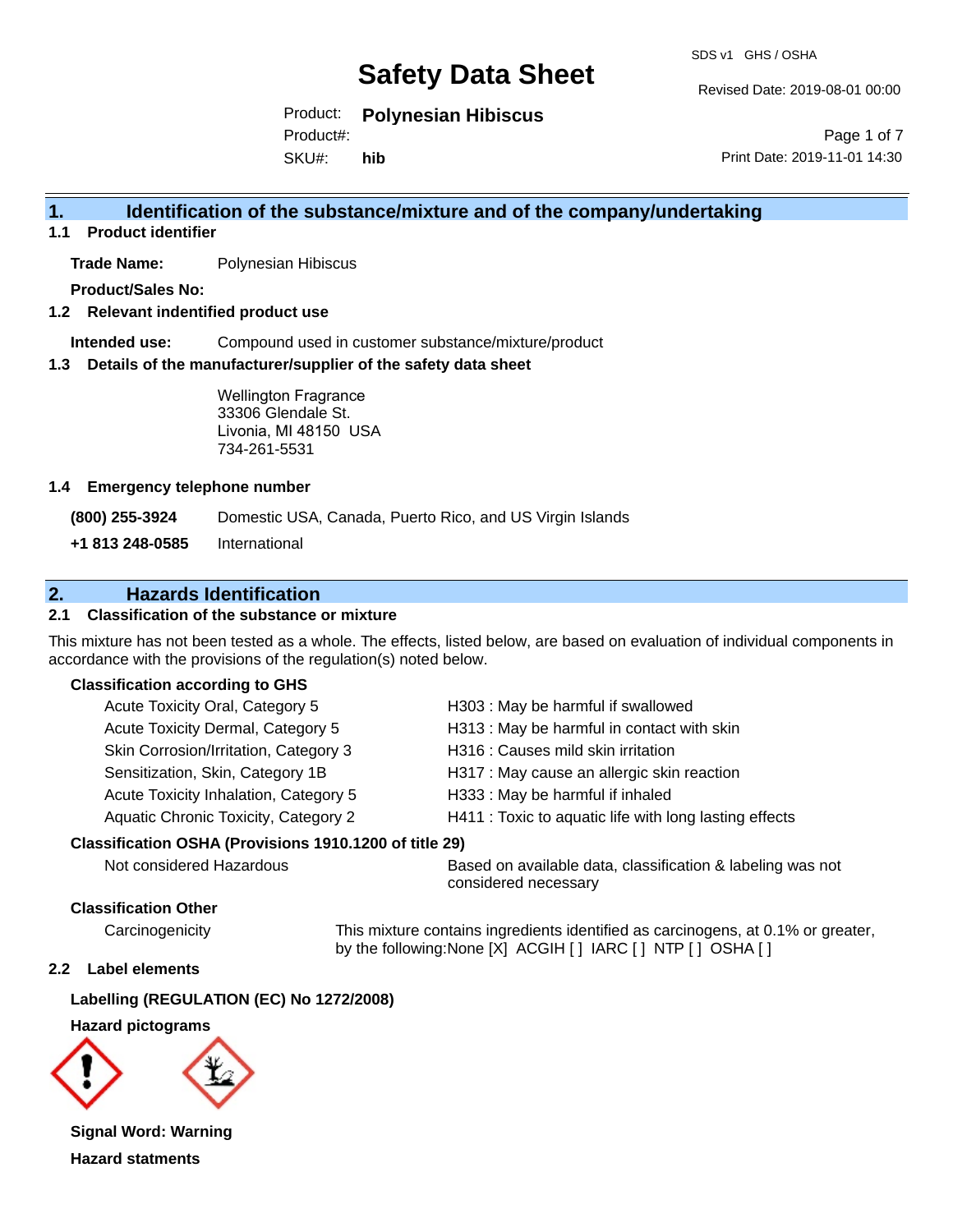# Safety Data Sheet

SDS v1 GHS / OSHA

Revised Date: 2019-08-01 00:00

Product: **Polynesian Hibiscus**
Product#:
SKU#: **hib**

Print Date: 2019-11-01 14:30

## 1. Identification of the substance/mixture and of the company/undertaking

### 1.1 Product identifier

**Trade Name:** Polynesian Hibiscus

**Product/Sales No:**

### 1.2 Relevant indentified product use

**Intended use:** Compound used in customer substance/mixture/product

### 1.3 Details of the manufacturer/supplier of the safety data sheet

Wellington Fragrance
33306 Glendale St.
Livonia, MI 48150 USA
734-261-5531

### 1.4 Emergency telephone number

**(800) 255-3924** Domestic USA, Canada, Puerto Rico, and US Virgin Islands

**+1 813 248-0585** International

## 2. Hazards Identification

### 2.1 Classification of the substance or mixture

This mixture has not been tested as a whole. The effects, listed below, are based on evaluation of individual components in accordance with the provisions of the regulation(s) noted below.

**Classification according to GHS**

| | |
|---|---|
| Acute Toxicity Oral, Category 5 | H303 : May be harmful if swallowed |
| Acute Toxicity Dermal, Category 5 | H313 : May be harmful in contact with skin |
| Skin Corrosion/Irritation, Category 3 | H316 : Causes mild skin irritation |
| Sensitization, Skin, Category 1B | H317 : May cause an allergic skin reaction |
| Acute Toxicity Inhalation, Category 5 | H333 : May be harmful if inhaled |
| Aquatic Chronic Toxicity, Category 2 | H411 : Toxic to aquatic life with long lasting effects |

**Classification OSHA (Provisions 1910.1200 of title 29)**

Not considered Hazardous — Based on available data, classification & labeling was not considered necessary

**Classification Other**

Carcinogenicity — This mixture contains ingredients identified as carcinogens, at 0.1% or greater, by the following:None [X] ACGIH [ ] IARC [ ] NTP [ ] OSHA [ ]

### 2.2 Label elements

**Labelling (REGULATION (EC) No 1272/2008)**

**Hazard pictograms**

**Signal Word: Warning**

**Hazard statments**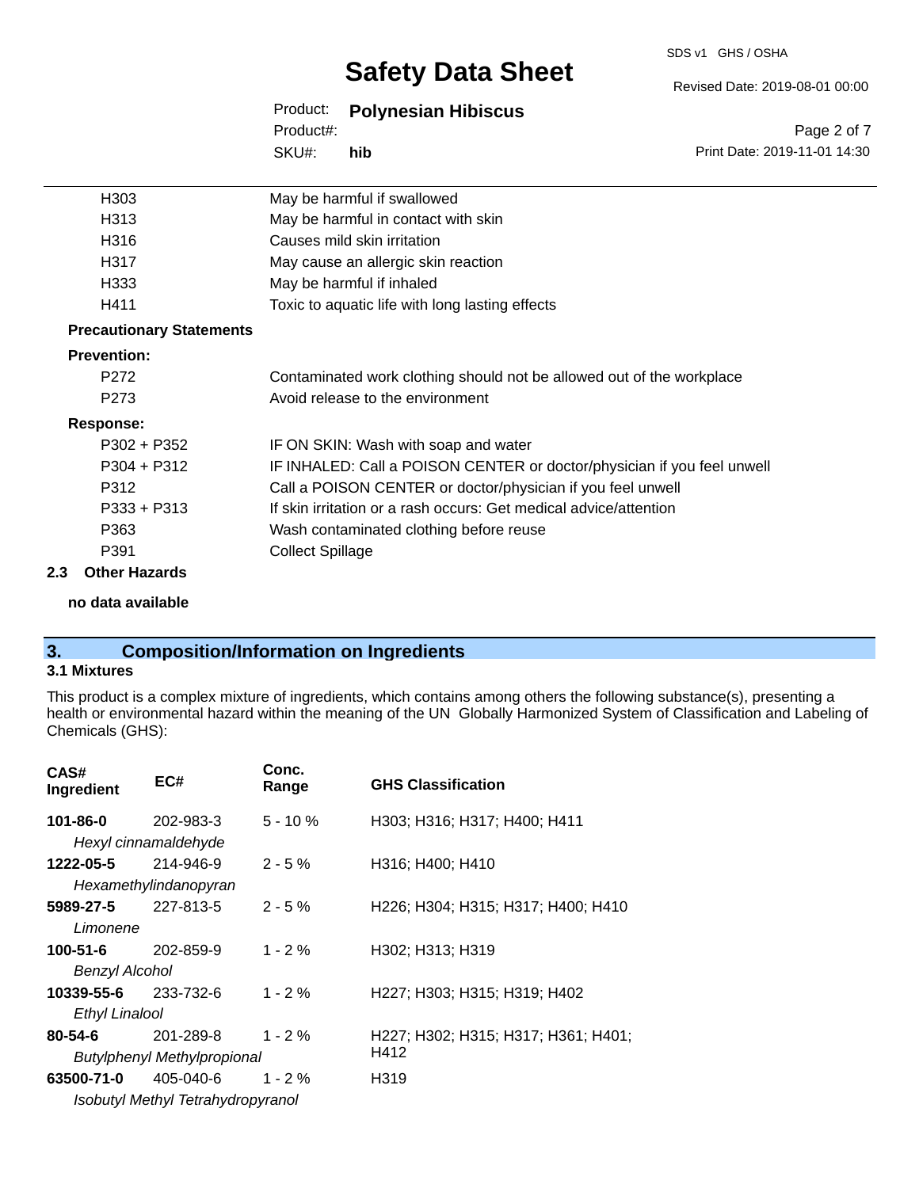| | |
|---|---|
| H303 | May be harmful if swallowed |
| H313 | May be harmful in contact with skin |
| H316 | Causes mild skin irritation |
| H317 | May cause an allergic skin reaction |
| H333 | May be harmful if inhaled |
| H411 | Toxic to aquatic life with long lasting effects |

**Precautionary Statements**

**Prevention:**

| | |
|---|---|
| P272 | Contaminated work clothing should not be allowed out of the workplace |
| P273 | Avoid release to the environment |

**Response:**

| | |
|---|---|
| P302 + P352 | IF ON SKIN: Wash with soap and water |
| P304 + P312 | IF INHALED: Call a POISON CENTER or doctor/physician if you feel unwell |
| P312 | Call a POISON CENTER or doctor/physician if you feel unwell |
| P333 + P313 | If skin irritation or a rash occurs: Get medical advice/attention |
| P363 | Wash contaminated clothing before reuse |
| P391 | Collect Spillage |

### 2.3 Other Hazards

**no data available**

## 3. Composition/Information on Ingredients

### 3.1 Mixtures

This product is a complex mixture of ingredients, which contains among others the following substance(s), presenting a health or environmental hazard within the meaning of the UN Globally Harmonized System of Classification and Labeling of Chemicals (GHS):

| CAS# Ingredient | EC# | Conc. Range | GHS Classification |
|---|---|---|---|
| **101-86-0** *Hexyl cinnamaldehyde* | 202-983-3 | 5 - 10 % | H303; H316; H317; H400; H411 |
| **1222-05-5** *Hexamethylindanopyran* | 214-946-9 | 2 - 5 % | H316; H400; H410 |
| **5989-27-5** *Limonene* | 227-813-5 | 2 - 5 % | H226; H304; H315; H317; H400; H410 |
| **100-51-6** *Benzyl Alcohol* | 202-859-9 | 1 - 2 % | H302; H313; H319 |
| **10339-55-6** *Ethyl Linalool* | 233-732-6 | 1 - 2 % | H227; H303; H315; H319; H402 |
| **80-54-6** *Butylphenyl Methylpropional* | 201-289-8 | 1 - 2 % | H227; H302; H315; H317; H361; H401; H412 |
| **63500-71-0** *Isobutyl Methyl Tetrahydropyranol* | 405-040-6 | 1 - 2 % | H319 |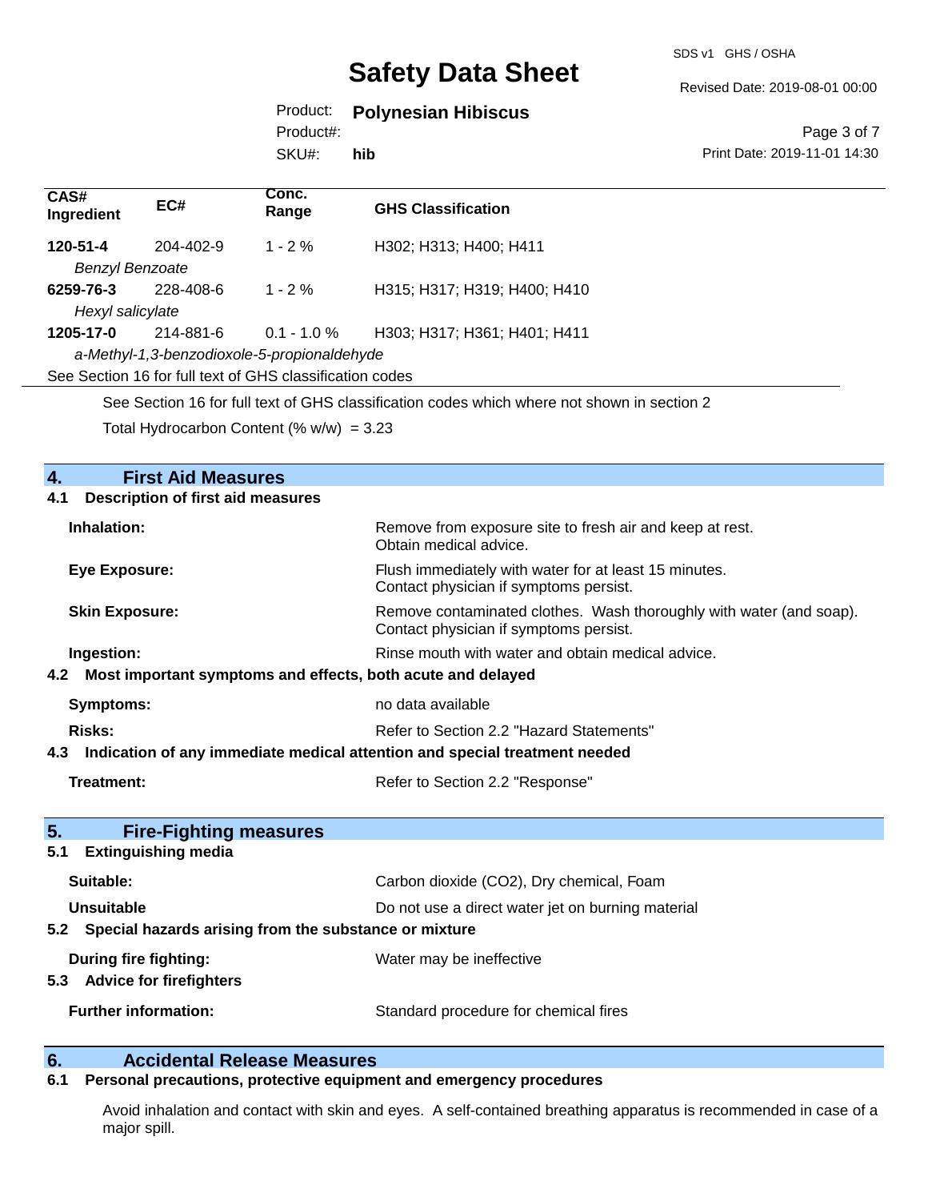| CAS# Ingredient | EC# | Conc. Range | GHS Classification |
|---|---|---|---|
| **120-51-4** | 204-402-9 | 1 - 2 % | H302; H313; H400; H411 |
| *Benzyl Benzoate* | | | |
| **6259-76-3** | 228-408-6 | 1 - 2 % | H315; H317; H319; H400; H410 |
| *Hexyl salicylate* | | | |
| **1205-17-0** | 214-881-6 | 0.1 - 1.0 % | H303; H317; H361; H401; H411 |
| *a-Methyl-1,3-benzodioxole-5-propionaldehyde* | | | |
| See Section 16 for full text of GHS classification codes | | | |

See Section 16 for full text of GHS classification codes which where not shown in section 2

Total Hydrocarbon Content (% w/w) = 3.23

## 4. First Aid Measures

### 4.1 Description of first aid measures

**Inhalation:** Remove from exposure site to fresh air and keep at rest. Obtain medical advice.

**Eye Exposure:** Flush immediately with water for at least 15 minutes. Contact physician if symptoms persist.

**Skin Exposure:** Remove contaminated clothes. Wash thoroughly with water (and soap). Contact physician if symptoms persist.

**Ingestion:** Rinse mouth with water and obtain medical advice.

### 4.2 Most important symptoms and effects, both acute and delayed

**Symptoms:** no data available

**Risks:** Refer to Section 2.2 "Hazard Statements"

### 4.3 Indication of any immediate medical attention and special treatment needed

**Treatment:** Refer to Section 2.2 "Response"

## 5. Fire-Fighting measures

### 5.1 Extinguishing media

**Suitable:** Carbon dioxide ($CO_2$), Dry chemical, Foam

**Unsuitable** Do not use a direct water jet on burning material

### 5.2 Special hazards arising from the substance or mixture

**During fire fighting:** Water may be ineffective

### 5.3 Advice for firefighters

**Further information:** Standard procedure for chemical fires

## 6. Accidental Release Measures

### 6.1 Personal precautions, protective equipment and emergency procedures

Avoid inhalation and contact with skin and eyes. A self-contained breathing apparatus is recommended in case of a major spill.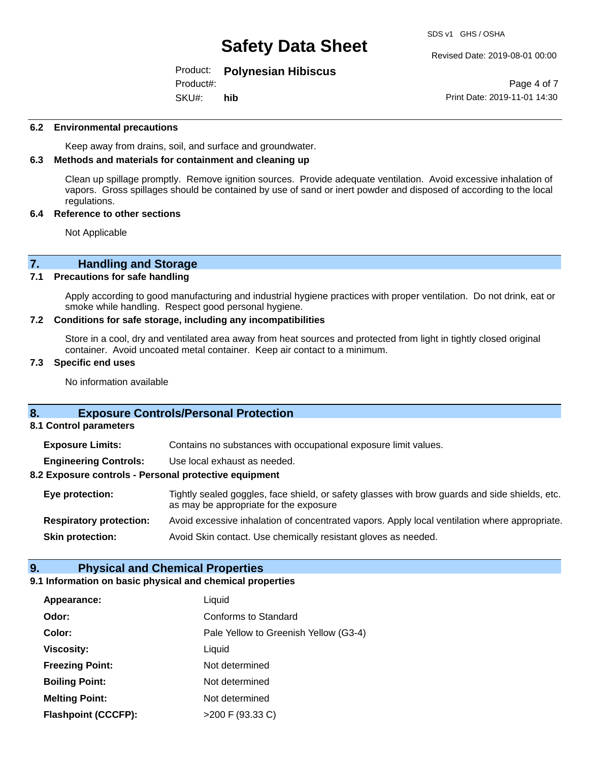### 6.2 Environmental precautions

Keep away from drains, soil, and surface and groundwater.

### 6.3 Methods and materials for containment and cleaning up

Clean up spillage promptly. Remove ignition sources. Provide adequate ventilation. Avoid excessive inhalation of vapors. Gross spillages should be contained by use of sand or inert powder and disposed of according to the local regulations.

### 6.4 Reference to other sections

Not Applicable

## 7. Handling and Storage

### 7.1 Precautions for safe handling

Apply according to good manufacturing and industrial hygiene practices with proper ventilation. Do not drink, eat or smoke while handling. Respect good personal hygiene.

### 7.2 Conditions for safe storage, including any incompatibilities

Store in a cool, dry and ventilated area away from heat sources and protected from light in tightly closed original container. Avoid uncoated metal container. Keep air contact to a minimum.

### 7.3 Specific end uses

No information available

## 8. Exposure Controls/Personal Protection

### 8.1 Control parameters

**Exposure Limits:** Contains no substances with occupational exposure limit values.

**Engineering Controls:** Use local exhaust as needed.

### 8.2 Exposure controls - Personal protective equipment

**Eye protection:** Tightly sealed goggles, face shield, or safety glasses with brow guards and side shields, etc. as may be appropriate for the exposure

**Respiratory protection:** Avoid excessive inhalation of concentrated vapors. Apply local ventilation where appropriate.

**Skin protection:** Avoid Skin contact. Use chemically resistant gloves as needed.

## 9. Physical and Chemical Properties

### 9.1 Information on basic physical and chemical properties

| | |
|---|---|
| **Appearance:** | Liquid |
| **Odor:** | Conforms to Standard |
| **Color:** | Pale Yellow to Greenish Yellow (G3-4) |
| **Viscosity:** | Liquid |
| **Freezing Point:** | Not determined |
| **Boiling Point:** | Not determined |
| **Melting Point:** | Not determined |
| **Flashpoint (CCCFP):** | >200 F (93.33 C) |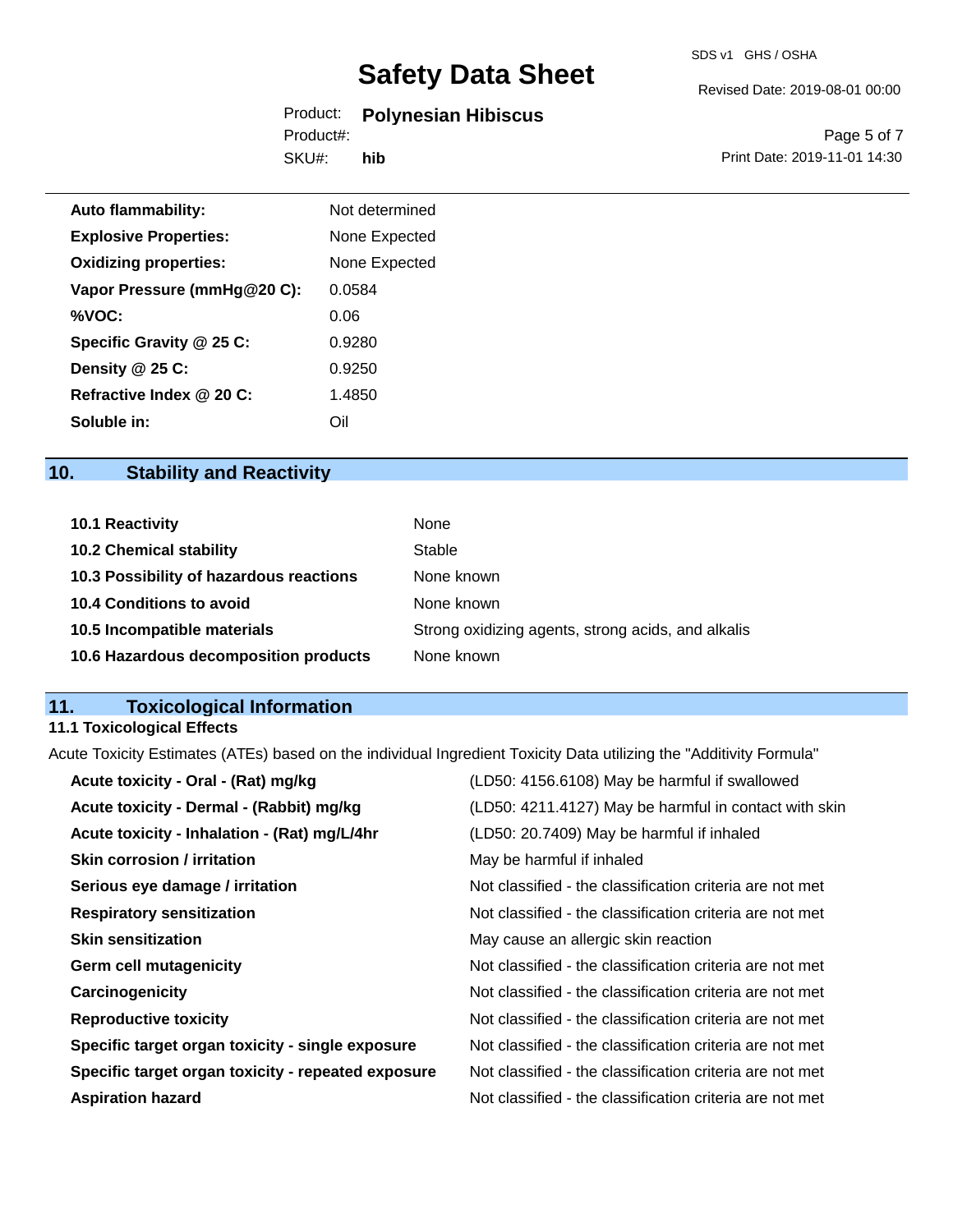| | |
|---|---|
| **Auto flammability:** | Not determined |
| **Explosive Properties:** | None Expected |
| **Oxidizing properties:** | None Expected |
| **Vapor Pressure (mmHg@20 C):** | 0.0584 |
| **%VOC:** | 0.06 |
| **Specific Gravity @ 25 C:** | 0.9280 |
| **Density @ 25 C:** | 0.9250 |
| **Refractive Index @ 20 C:** | 1.4850 |
| **Soluble in:** | Oil |

## 10. Stability and Reactivity

| | |
|---|---|
| **10.1 Reactivity** | None |
| **10.2 Chemical stability** | Stable |
| **10.3 Possibility of hazardous reactions** | None known |
| **10.4 Conditions to avoid** | None known |
| **10.5 Incompatible materials** | Strong oxidizing agents, strong acids, and alkalis |
| **10.6 Hazardous decomposition products** | None known |

## 11. Toxicological Information

### 11.1 Toxicological Effects

Acute Toxicity Estimates (ATEs) based on the individual Ingredient Toxicity Data utilizing the "Additivity Formula"

| | |
|---|---|
| **Acute toxicity - Oral - (Rat) mg/kg** | (LD50: 4156.6108) May be harmful if swallowed |
| **Acute toxicity - Dermal - (Rabbit) mg/kg** | (LD50: 4211.4127) May be harmful in contact with skin |
| **Acute toxicity - Inhalation - (Rat) mg/L/4hr** | (LD50: 20.7409) May be harmful if inhaled |
| **Skin corrosion / irritation** | May be harmful if inhaled |
| **Serious eye damage / irritation** | Not classified - the classification criteria are not met |
| **Respiratory sensitization** | Not classified - the classification criteria are not met |
| **Skin sensitization** | May cause an allergic skin reaction |
| **Germ cell mutagenicity** | Not classified - the classification criteria are not met |
| **Carcinogenicity** | Not classified - the classification criteria are not met |
| **Reproductive toxicity** | Not classified - the classification criteria are not met |
| **Specific target organ toxicity - single exposure** | Not classified - the classification criteria are not met |
| **Specific target organ toxicity - repeated exposure** | Not classified - the classification criteria are not met |
| **Aspiration hazard** | Not classified - the classification criteria are not met |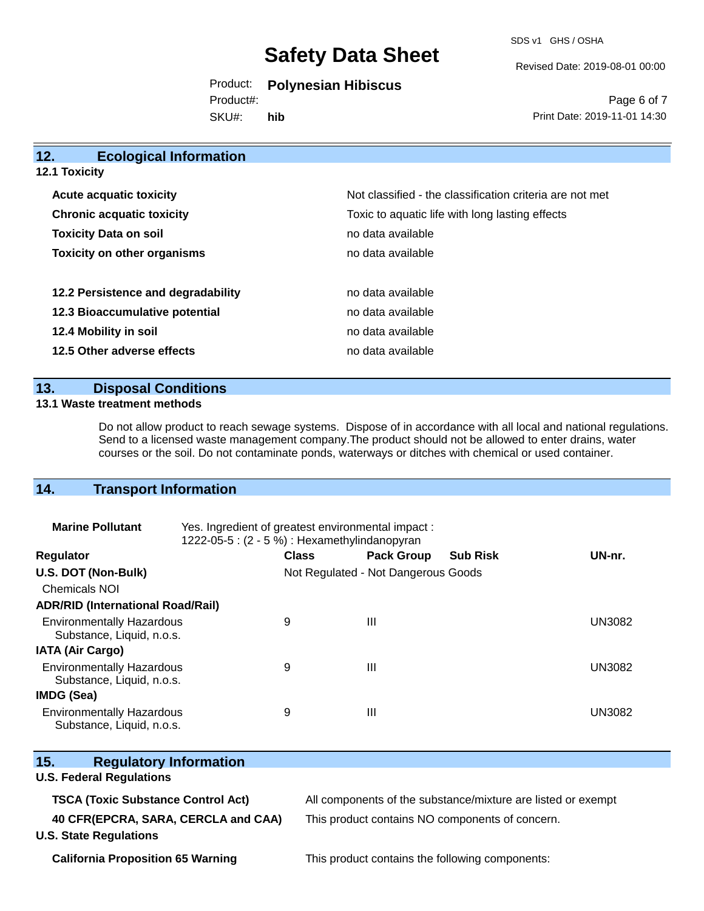## 12. Ecological Information

### 12.1 Toxicity

| | |
|---|---|
| **Acute acquatic toxicity** | Not classified - the classification criteria are not met |
| **Chronic acquatic toxicity** | Toxic to aquatic life with long lasting effects |
| **Toxicity Data on soil** | no data available |
| **Toxicity on other organisms** | no data available |

| | |
|---|---|
| **12.2 Persistence and degradability** | no data available |
| **12.3 Bioaccumulative potential** | no data available |
| **12.4 Mobility in soil** | no data available |
| **12.5 Other adverse effects** | no data available |

## 13. Disposal Conditions

### 13.1 Waste treatment methods

Do not allow product to reach sewage systems. Dispose of in accordance with all local and national regulations. Send to a licensed waste management company.The product should not be allowed to enter drains, water courses or the soil. Do not contaminate ponds, waterways or ditches with chemical or used container.

## 14. Transport Information

**Marine Pollutant** Yes. Ingredient of greatest environmental impact : 1222-05-5 : (2 - 5 %) : Hexamethylindanopyran

| Regulator | Class | Pack Group | Sub Risk | UN-nr. |
|---|---|---|---|---|
| **U.S. DOT (Non-Bulk)** | Not Regulated - Not Dangerous Goods | | | |
| Chemicals NOI | | | | |
| **ADR/RID (International Road/Rail)** | | | | |
| Environmentally Hazardous Substance, Liquid, n.o.s. | 9 | III | | UN3082 |
| **IATA (Air Cargo)** | | | | |
| Environmentally Hazardous Substance, Liquid, n.o.s. | 9 | III | | UN3082 |
| **IMDG (Sea)** | | | | |
| Environmentally Hazardous Substance, Liquid, n.o.s. | 9 | III | | UN3082 |

## 15. Regulatory Information

**U.S. Federal Regulations**

| | |
|---|---|
| **TSCA (Toxic Substance Control Act)** | All components of the substance/mixture are listed or exempt |
| **40 CFR(EPCRA, SARA, CERCLA and CAA)** | This product contains NO components of concern. |

**U.S. State Regulations**

| | |
|---|---|
| **California Proposition 65 Warning** | This product contains the following components: |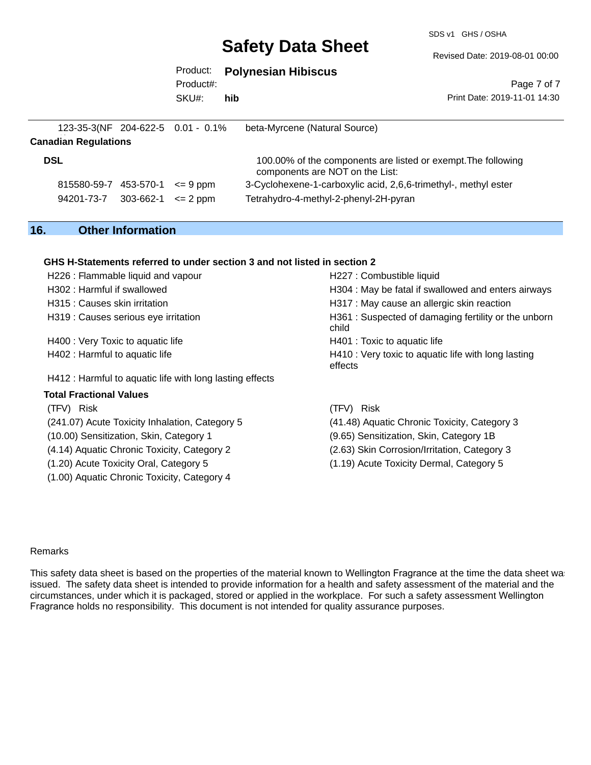| | | | |
|---|---|---|---|
| 123-35-3(NF | 204-622-5 | 0.01 - 0.1% | beta-Myrcene (Natural Source) |

**Canadian Regulations**

**DSL**

100.00% of the components are listed or exempt.The following components are NOT on the List:

| | | | |
|---|---|---|---|
| 815580-59-7 | 453-570-1 | <= 9 ppm | 3-Cyclohexene-1-carboxylic acid, 2,6,6-trimethyl-, methyl ester |
| 94201-73-7 | 303-662-1 | <= 2 ppm | Tetrahydro-4-methyl-2-phenyl-2H-pyran |

## 16. Other Information

**GHS H-Statements referred to under section 3 and not listed in section 2**

H226 : Flammable liquid and vapour
H227 : Combustible liquid
H302 : Harmful if swallowed
H304 : May be fatal if swallowed and enters airways
H315 : Causes skin irritation
H317 : May cause an allergic skin reaction
H319 : Causes serious eye irritation
H361 : Suspected of damaging fertility or the unborn child
H400 : Very Toxic to aquatic life
H401 : Toxic to aquatic life
H402 : Harmful to aquatic life
H410 : Very toxic to aquatic life with long lasting effects
H412 : Harmful to aquatic life with long lasting effects

**Total Fractional Values**

| (TFV) Risk | (TFV) Risk |
|---|---|
| (241.07) Acute Toxicity Inhalation, Category 5 | (41.48) Aquatic Chronic Toxicity, Category 3 |
| (10.00) Sensitization, Skin, Category 1 | (9.65) Sensitization, Skin, Category 1B |
| (4.14) Aquatic Chronic Toxicity, Category 2 | (2.63) Skin Corrosion/Irritation, Category 3 |
| (1.20) Acute Toxicity Oral, Category 5 | (1.19) Acute Toxicity Dermal, Category 5 |
| (1.00) Aquatic Chronic Toxicity, Category 4 | |

Remarks

This safety data sheet is based on the properties of the material known to Wellington Fragrance at the time the data sheet was issued. The safety data sheet is intended to provide information for a health and safety assessment of the material and the circumstances, under which it is packaged, stored or applied in the workplace. For such a safety assessment Wellington Fragrance holds no responsibility. This document is not intended for quality assurance purposes.